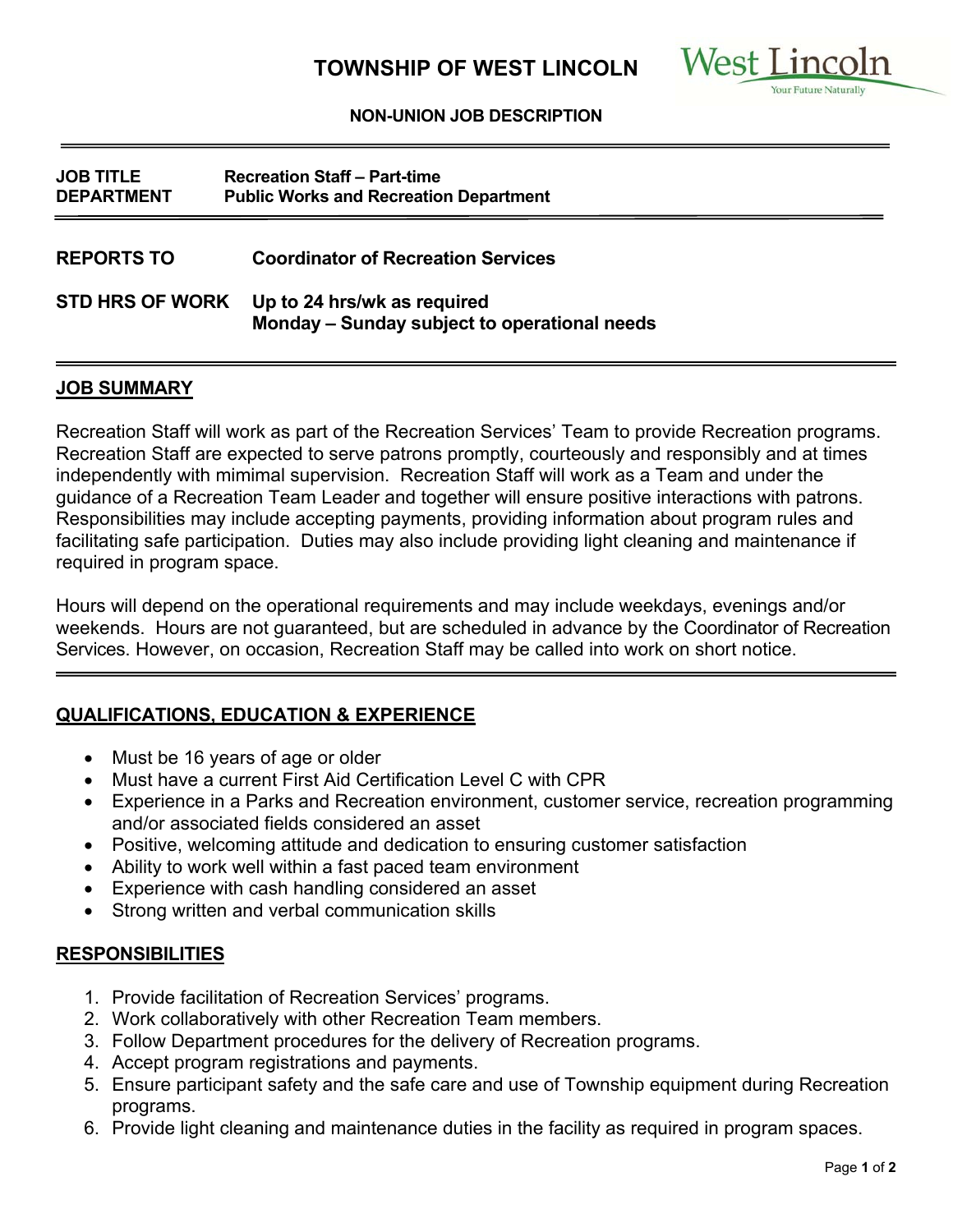# TOWNSHIP OF WEST LINCOLN

**NON-UNION JOB DESCRIPTION**

| | |
|---|---|
| **JOB TITLE** | **Recreation Staff – Part-time** |
| **DEPARTMENT** | **Public Works and Recreation Department** |

| | |
|---|---|
| **REPORTS TO** | **Coordinator of Recreation Services** |
| **STD HRS OF WORK** | **Up to 24 hrs/wk as required**<br>**Monday – Sunday subject to operational needs** |

## JOB SUMMARY

Recreation Staff will work as part of the Recreation Services' Team to provide Recreation programs. Recreation Staff are expected to serve patrons promptly, courteously and responsibly and at times independently with mimimal supervision. Recreation Staff will work as a Team and under the guidance of a Recreation Team Leader and together will ensure positive interactions with patrons. Responsibilities may include accepting payments, providing information about program rules and facilitating safe participation. Duties may also include providing light cleaning and maintenance if required in program space.

Hours will depend on the operational requirements and may include weekdays, evenings and/or weekends. Hours are not guaranteed, but are scheduled in advance by the Coordinator of Recreation Services. However, on occasion, Recreation Staff may be called into work on short notice.

## QUALIFICATIONS, EDUCATION & EXPERIENCE

- Must be 16 years of age or older
- Must have a current First Aid Certification Level C with CPR
- Experience in a Parks and Recreation environment, customer service, recreation programming and/or associated fields considered an asset
- Positive, welcoming attitude and dedication to ensuring customer satisfaction
- Ability to work well within a fast paced team environment
- Experience with cash handling considered an asset
- Strong written and verbal communication skills

## RESPONSIBILITIES

1. Provide facilitation of Recreation Services' programs.
2. Work collaboratively with other Recreation Team members.
3. Follow Department procedures for the delivery of Recreation programs.
4. Accept program registrations and payments.
5. Ensure participant safety and the safe care and use of Township equipment during Recreation programs.
6. Provide light cleaning and maintenance duties in the facility as required in program spaces.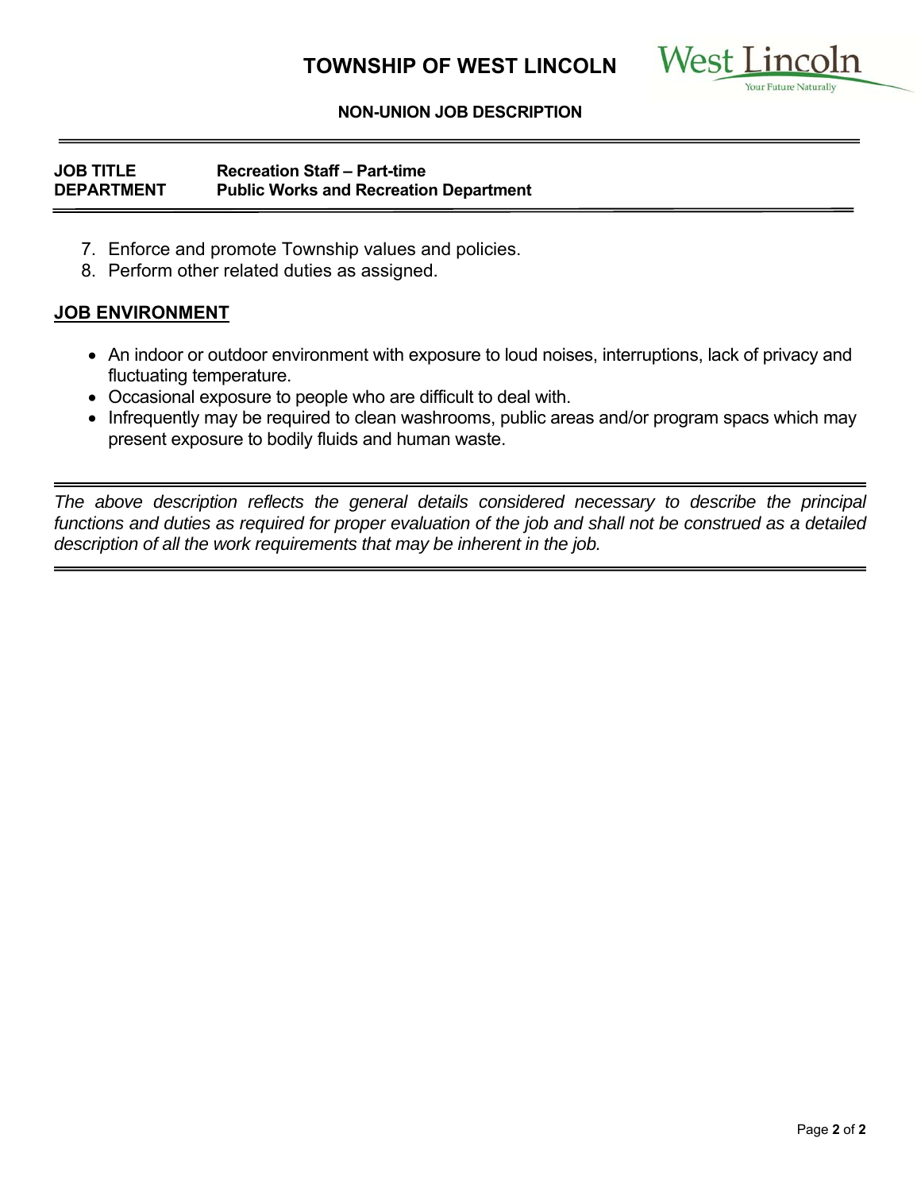7. Enforce and promote Township values and policies.
8. Perform other related duties as assigned.

## JOB ENVIRONMENT

- An indoor or outdoor environment with exposure to loud noises, interruptions, lack of privacy and fluctuating temperature.
- Occasional exposure to people who are difficult to deal with.
- Infrequently may be required to clean washrooms, public areas and/or program spacs which may present exposure to bodily fluids and human waste.

---

*The above description reflects the general details considered necessary to describe the principal functions and duties as required for proper evaluation of the job and shall not be construed as a detailed description of all the work requirements that may be inherent in the job.*